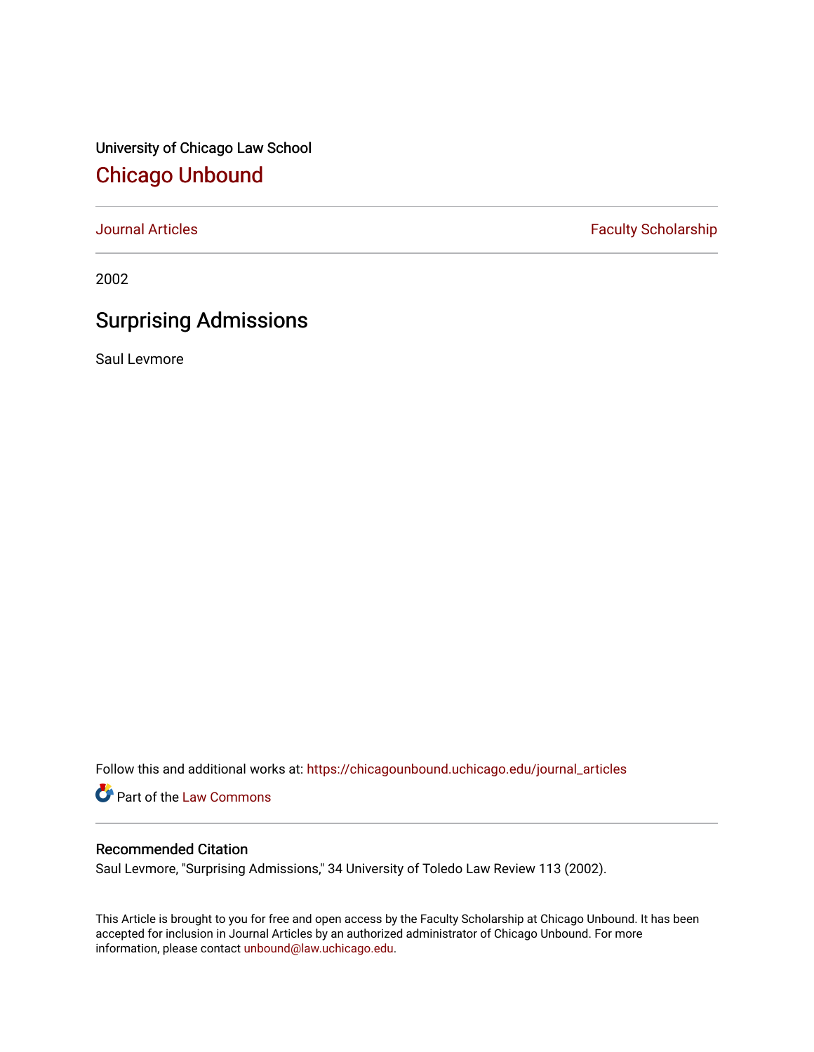University of Chicago Law School

# Chicago Unbound

Journal Articles | Faculty Scholarship

2002

## Surprising Admissions

Saul Levmore

Follow this and additional works at: https://chicagounbound.uchicago.edu/journal_articles

Part of the Law Commons

### Recommended Citation

Saul Levmore, "Surprising Admissions," 34 University of Toledo Law Review 113 (2002).

This Article is brought to you for free and open access by the Faculty Scholarship at Chicago Unbound. It has been accepted for inclusion in Journal Articles by an authorized administrator of Chicago Unbound. For more information, please contact unbound@law.uchicago.edu.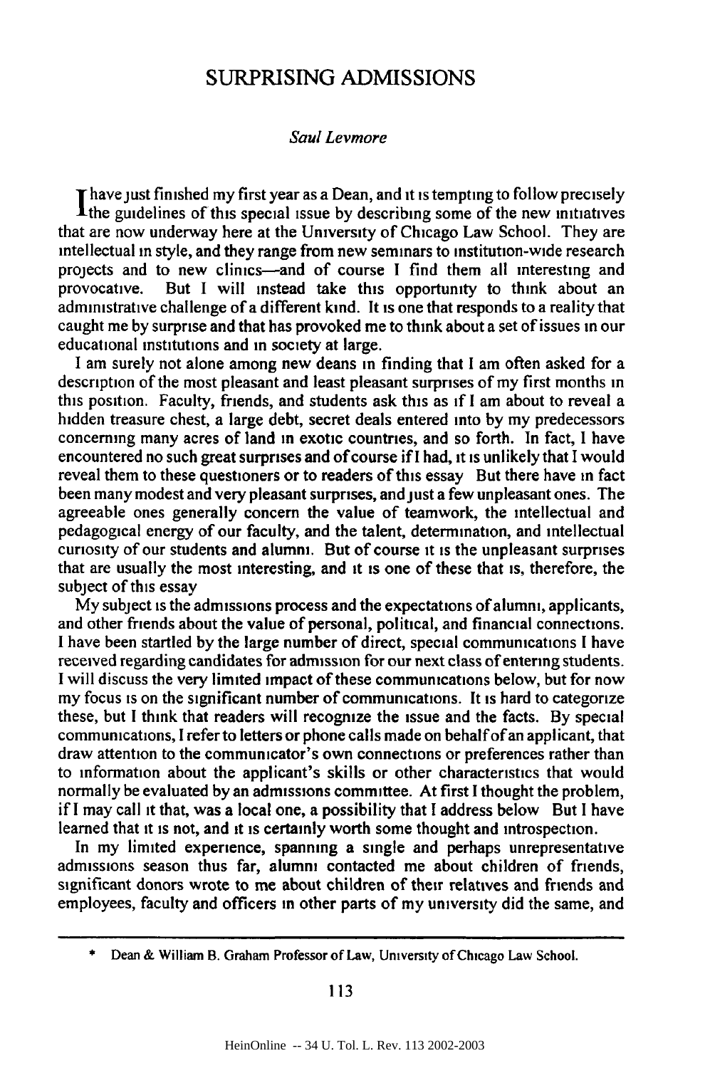# SURPRISING ADMISSIONS

*Saul Levmore*

I have just finished my first year as a Dean, and it is tempting to follow precisely the guidelines of this special issue by describing some of the new initiatives that are now underway here at the University of Chicago Law School. They are intellectual in style, and they range from new seminars to institution-wide research projects and to new clinics—and of course I find them all interesting and provocative. But I will instead take this opportunity to think about an administrative challenge of a different kind. It is one that responds to a reality that caught me by surprise and that has provoked me to think about a set of issues in our educational institutions and in society at large.

I am surely not alone among new deans in finding that I am often asked for a description of the most pleasant and least pleasant surprises of my first months in this position. Faculty, friends, and students ask this as if I am about to reveal a hidden treasure chest, a large debt, secret deals entered into by my predecessors concerning many acres of land in exotic countries, and so forth. In fact, I have encountered no such great surprises and of course if I had, it is unlikely that I would reveal them to these questioners or to readers of this essay But there have in fact been many modest and very pleasant surprises, and just a few unpleasant ones. The agreeable ones generally concern the value of teamwork, the intellectual and pedagogical energy of our faculty, and the talent, determination, and intellectual curiosity of our students and alumni. But of course it is the unpleasant surprises that are usually the most interesting, and it is one of these that is, therefore, the subject of this essay

My subject is the admissions process and the expectations of alumni, applicants, and other friends about the value of personal, political, and financial connections. I have been startled by the large number of direct, special communications I have received regarding candidates for admission for our next class of entering students. I will discuss the very limited impact of these communications below, but for now my focus is on the significant number of communications. It is hard to categorize these, but I think that readers will recognize the issue and the facts. By special communications, I refer to letters or phone calls made on behalf of an applicant, that draw attention to the communicator's own connections or preferences rather than to information about the applicant's skills or other characteristics that would normally be evaluated by an admissions committee. At first I thought the problem, if I may call it that, was a local one, a possibility that I address below But I have learned that it is not, and it is certainly worth some thought and introspection.

In my limited experience, spanning a single and perhaps unrepresentative admissions season thus far, alumni contacted me about children of friends, significant donors wrote to me about children of their relatives and friends and employees, faculty and officers in other parts of my university did the same, and

---

\* Dean & William B. Graham Professor of Law, University of Chicago Law School.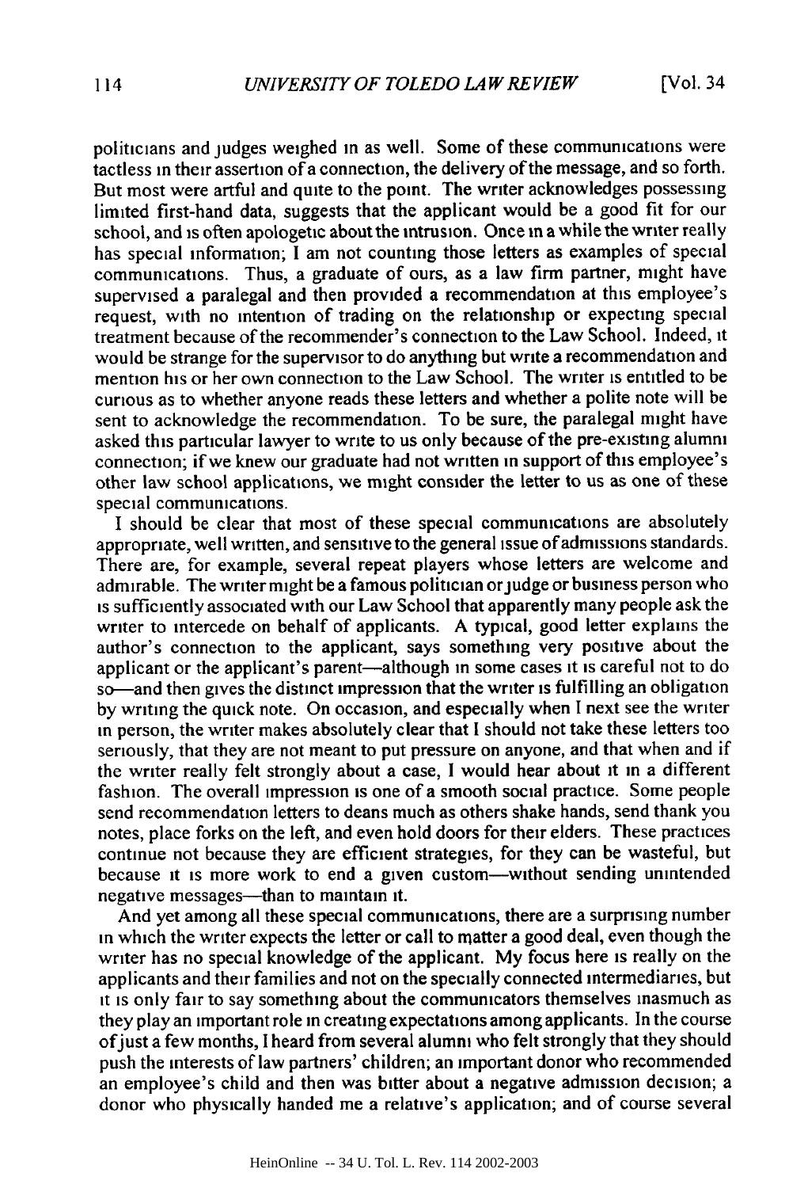politicians and judges weighed in as well. Some of these communications were tactless in their assertion of a connection, the delivery of the message, and so forth. But most were artful and quite to the point. The writer acknowledges possessing limited first-hand data, suggests that the applicant would be a good fit for our school, and is often apologetic about the intrusion. Once in a while the writer really has special information; I am not counting those letters as examples of special communications. Thus, a graduate of ours, as a law firm partner, might have supervised a paralegal and then provided a recommendation at this employee's request, with no intention of trading on the relationship or expecting special treatment because of the recommender's connection to the Law School. Indeed, it would be strange for the supervisor to do anything but write a recommendation and mention his or her own connection to the Law School. The writer is entitled to be curious as to whether anyone reads these letters and whether a polite note will be sent to acknowledge the recommendation. To be sure, the paralegal might have asked this particular lawyer to write to us only because of the pre-existing alumni connection; if we knew our graduate had not written in support of this employee's other law school applications, we might consider the letter to us as one of these special communications.

I should be clear that most of these special communications are absolutely appropriate, well written, and sensitive to the general issue of admissions standards. There are, for example, several repeat players whose letters are welcome and admirable. The writer might be a famous politician or judge or business person who is sufficiently associated with our Law School that apparently many people ask the writer to intercede on behalf of applicants. A typical, good letter explains the author's connection to the applicant, says something very positive about the applicant or the applicant's parent—although in some cases it is careful not to do so—and then gives the distinct impression that the writer is fulfilling an obligation by writing the quick note. On occasion, and especially when I next see the writer in person, the writer makes absolutely clear that I should not take these letters too seriously, that they are not meant to put pressure on anyone, and that when and if the writer really felt strongly about a case, I would hear about it in a different fashion. The overall impression is one of a smooth social practice. Some people send recommendation letters to deans much as others shake hands, send thank you notes, place forks on the left, and even hold doors for their elders. These practices continue not because they are efficient strategies, for they can be wasteful, but because it is more work to end a given custom—without sending unintended negative messages—than to maintain it.

And yet among all these special communications, there are a surprising number in which the writer expects the letter or call to matter a good deal, even though the writer has no special knowledge of the applicant. My focus here is really on the applicants and their families and not on the specially connected intermediaries, but it is only fair to say something about the communicators themselves inasmuch as they play an important role in creating expectations among applicants. In the course of just a few months, I heard from several alumni who felt strongly that they should push the interests of law partners' children; an important donor who recommended an employee's child and then was bitter about a negative admission decision; a donor who physically handed me a relative's application; and of course several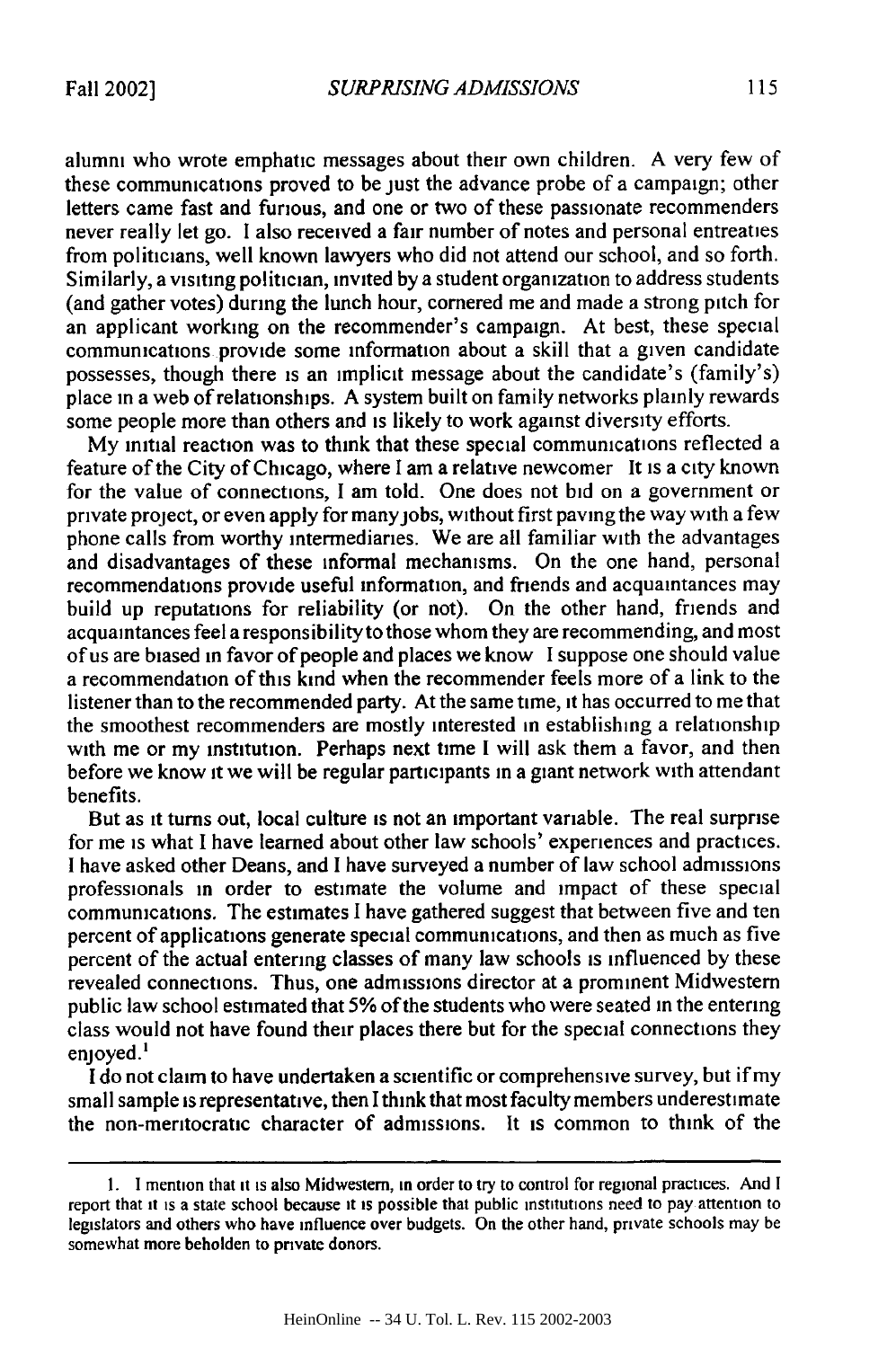alumni who wrote emphatic messages about their own children. A very few of these communications proved to be just the advance probe of a campaign; other letters came fast and furious, and one or two of these passionate recommenders never really let go. I also received a fair number of notes and personal entreaties from politicians, well known lawyers who did not attend our school, and so forth. Similarly, a visiting politician, invited by a student organization to address students (and gather votes) during the lunch hour, cornered me and made a strong pitch for an applicant working on the recommender's campaign. At best, these special communications provide some information about a skill that a given candidate possesses, though there is an implicit message about the candidate's (family's) place in a web of relationships. A system built on family networks plainly rewards some people more than others and is likely to work against diversity efforts.

My initial reaction was to think that these special communications reflected a feature of the City of Chicago, where I am a relative newcomer It is a city known for the value of connections, I am told. One does not bid on a government or private project, or even apply for many jobs, without first paving the way with a few phone calls from worthy intermediaries. We are all familiar with the advantages and disadvantages of these informal mechanisms. On the one hand, personal recommendations provide useful information, and friends and acquaintances may build up reputations for reliability (or not). On the other hand, friends and acquaintances feel a responsibility to those whom they are recommending, and most of us are biased in favor of people and places we know I suppose one should value a recommendation of this kind when the recommender feels more of a link to the listener than to the recommended party. At the same time, it has occurred to me that the smoothest recommenders are mostly interested in establishing a relationship with me or my institution. Perhaps next time I will ask them a favor, and then before we know it we will be regular participants in a giant network with attendant benefits.

But as it turns out, local culture is not an important variable. The real surprise for me is what I have learned about other law schools' experiences and practices. I have asked other Deans, and I have surveyed a number of law school admissions professionals in order to estimate the volume and impact of these special communications. The estimates I have gathered suggest that between five and ten percent of applications generate special communications, and then as much as five percent of the actual entering classes of many law schools is influenced by these revealed connections. Thus, one admissions director at a prominent Midwestern public law school estimated that 5% of the students who were seated in the entering class would not have found their places there but for the special connections they enjoyed.[1]

I do not claim to have undertaken a scientific or comprehensive survey, but if my small sample is representative, then I think that most faculty members underestimate the non-meritocratic character of admissions. It is common to think of the

---

1. I mention that it is also Midwestern, in order to try to control for regional practices. And I report that it is a state school because it is possible that public institutions need to pay attention to legislators and others who have influence over budgets. On the other hand, private schools may be somewhat more beholden to private donors.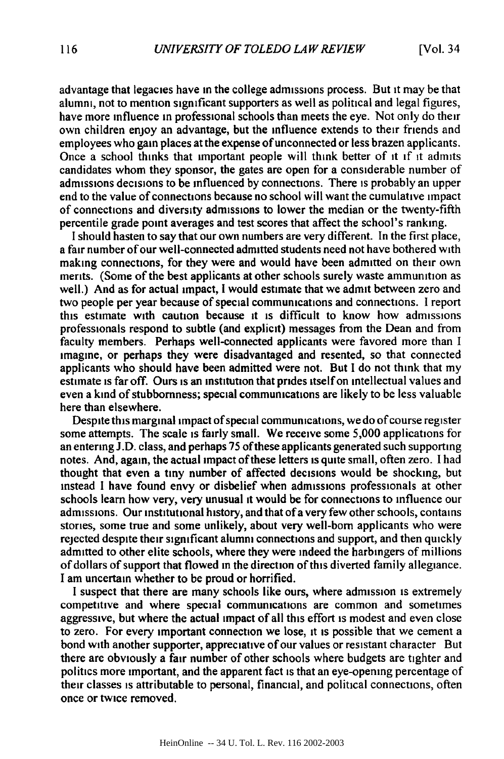advantage that legacies have in the college admissions process. But it may be that alumni, not to mention significant supporters as well as political and legal figures, have more influence in professional schools than meets the eye. Not only do their own children enjoy an advantage, but the influence extends to their friends and employees who gain places at the expense of unconnected or less brazen applicants. Once a school thinks that important people will think better of it if it admits candidates whom they sponsor, the gates are open for a considerable number of admissions decisions to be influenced by connections. There is probably an upper end to the value of connections because no school will want the cumulative impact of connections and diversity admissions to lower the median or the twenty-fifth percentile grade point averages and test scores that affect the school's ranking.

I should hasten to say that our own numbers are very different. In the first place, a fair number of our well-connected admitted students need not have bothered with making connections, for they were and would have been admitted on their own merits. (Some of the best applicants at other schools surely waste ammunition as well.) And as for actual impact, I would estimate that we admit between zero and two people per year because of special communications and connections. I report this estimate with caution because it is difficult to know how admissions professionals respond to subtle (and explicit) messages from the Dean and from faculty members. Perhaps well-connected applicants were favored more than I imagine, or perhaps they were disadvantaged and resented, so that connected applicants who should have been admitted were not. But I do not think that my estimate is far off. Ours is an institution that prides itself on intellectual values and even a kind of stubbornness; special communications are likely to be less valuable here than elsewhere.

Despite this marginal impact of special communications, we do of course register some attempts. The scale is fairly small. We receive some 5,000 applications for an entering J.D. class, and perhaps 75 of these applicants generated such supporting notes. And, again, the actual impact of these letters is quite small, often zero. I had thought that even a tiny number of affected decisions would be shocking, but instead I have found envy or disbelief when admissions professionals at other schools learn how very, very unusual it would be for connections to influence our admissions. Our institutional history, and that of a very few other schools, contains stories, some true and some unlikely, about very well-born applicants who were rejected despite their significant alumni connections and support, and then quickly admitted to other elite schools, where they were indeed the harbingers of millions of dollars of support that flowed in the direction of this diverted family allegiance. I am uncertain whether to be proud or horrified.

I suspect that there are many schools like ours, where admission is extremely competitive and where special communications are common and sometimes aggressive, but where the actual impact of all this effort is modest and even close to zero. For every important connection we lose, it is possible that we cement a bond with another supporter, appreciative of our values or resistant character. But there are obviously a fair number of other schools where budgets are tighter and politics more important, and the apparent fact is that an eye-opening percentage of their classes is attributable to personal, financial, and political connections, often once or twice removed.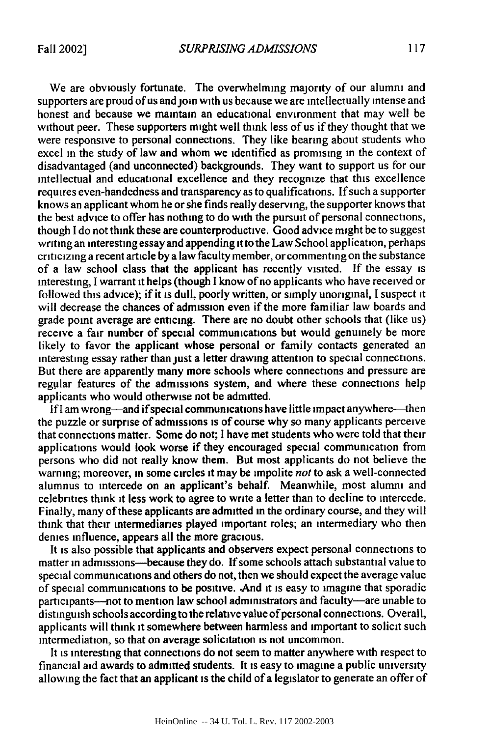We are obviously fortunate. The overwhelming majority of our alumni and supporters are proud of us and join with us because we are intellectually intense and honest and because we maintain an educational environment that may well be without peer. These supporters might well think less of us if they thought that we were responsive to personal connections. They like hearing about students who excel in the study of law and whom we identified as promising in the context of disadvantaged (and unconnected) backgrounds. They want to support us for our intellectual and educational excellence and they recognize that this excellence requires even-handedness and transparency as to qualifications. If such a supporter knows an applicant whom he or she finds really deserving, the supporter knows that the best advice to offer has nothing to do with the pursuit of personal connections, though I do not think these are counterproductive. Good advice might be to suggest writing an interesting essay and appending it to the Law School application, perhaps criticizing a recent article by a law faculty member, or commenting on the substance of a law school class that the applicant has recently visited. If the essay is interesting, I warrant it helps (though I know of no applicants who have received or followed this advice); if it is dull, poorly written, or simply unoriginal, I suspect it will decrease the chances of admission even if the more familiar law boards and grade point average are enticing. There are no doubt other schools that (like us) receive a fair number of special communications but would genuinely be more likely to favor the applicant whose personal or family contacts generated an interesting essay rather than just a letter drawing attention to special connections. But there are apparently many more schools where connections and pressure are regular features of the admissions system, and where these connections help applicants who would otherwise not be admitted.

If I am wrong—and if special communications have little impact anywhere—then the puzzle or surprise of admissions is of course why so many applicants perceive that connections matter. Some do not; I have met students who were told that their applications would look worse if they encouraged special communication from persons who did not really know them. But most applicants do not believe the warning; moreover, in some circles it may be impolite *not* to ask a well-connected alumnus to intercede on an applicant's behalf. Meanwhile, most alumni and celebrities think it less work to agree to write a letter than to decline to intercede. Finally, many of these applicants are admitted in the ordinary course, and they will think that their intermediaries played important roles; an intermediary who then denies influence, appears all the more gracious.

It is also possible that applicants and observers expect personal connections to matter in admissions—because they do. If some schools attach substantial value to special communications and others do not, then we should expect the average value of special communications to be positive. And it is easy to imagine that sporadic participants—not to mention law school administrators and faculty—are unable to distinguish schools according to the relative value of personal connections. Overall, applicants will think it somewhere between harmless and important to solicit such intermediation, so that on average solicitation is not uncommon.

It is interesting that connections do not seem to matter anywhere with respect to financial aid awards to admitted students. It is easy to imagine a public university allowing the fact that an applicant is the child of a legislator to generate an offer of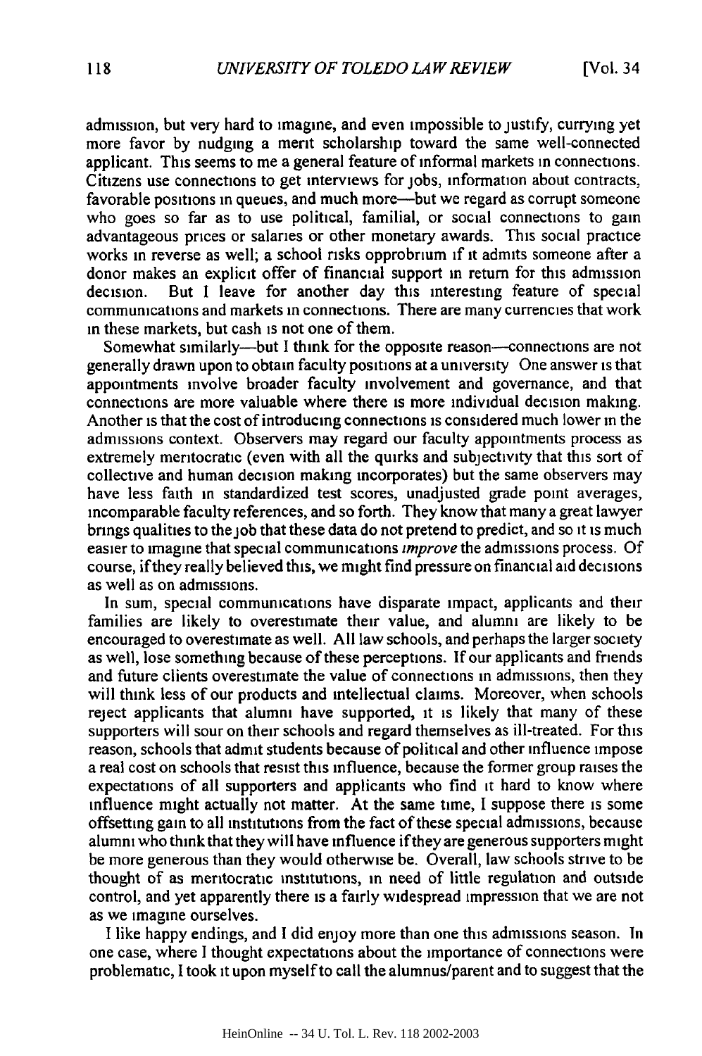admission, but very hard to imagine, and even impossible to justify, currying yet more favor by nudging a merit scholarship toward the same well-connected applicant. This seems to me a general feature of informal markets in connections. Citizens use connections to get interviews for jobs, information about contracts, favorable positions in queues, and much more—but we regard as corrupt someone who goes so far as to use political, familial, or social connections to gain advantageous prices or salaries or other monetary awards. This social practice works in reverse as well; a school risks opprobrium if it admits someone after a donor makes an explicit offer of financial support in return for this admission decision. But I leave for another day this interesting feature of special communications and markets in connections. There are many currencies that work in these markets, but cash is not one of them.

Somewhat similarly—but I think for the opposite reason—connections are not generally drawn upon to obtain faculty positions at a university One answer is that appointments involve broader faculty involvement and governance, and that connections are more valuable where there is more individual decision making. Another is that the cost of introducing connections is considered much lower in the admissions context. Observers may regard our faculty appointments process as extremely meritocratic (even with all the quirks and subjectivity that this sort of collective and human decision making incorporates) but the same observers may have less faith in standardized test scores, unadjusted grade point averages, incomparable faculty references, and so forth. They know that many a great lawyer brings qualities to the job that these data do not pretend to predict, and so it is much easier to imagine that special communications *improve* the admissions process. Of course, if they really believed this, we might find pressure on financial aid decisions as well as on admissions.

In sum, special communications have disparate impact, applicants and their families are likely to overestimate their value, and alumni are likely to be encouraged to overestimate as well. All law schools, and perhaps the larger society as well, lose something because of these perceptions. If our applicants and friends and future clients overestimate the value of connections in admissions, then they will think less of our products and intellectual claims. Moreover, when schools reject applicants that alumni have supported, it is likely that many of these supporters will sour on their schools and regard themselves as ill-treated. For this reason, schools that admit students because of political and other influence impose a real cost on schools that resist this influence, because the former group raises the expectations of all supporters and applicants who find it hard to know where influence might actually not matter. At the same time, I suppose there is some offsetting gain to all institutions from the fact of these special admissions, because alumni who think that they will have influence if they are generous supporters might be more generous than they would otherwise be. Overall, law schools strive to be thought of as meritocratic institutions, in need of little regulation and outside control, and yet apparently there is a fairly widespread impression that we are not as we imagine ourselves.

I like happy endings, and I did enjoy more than one this admissions season. In one case, where I thought expectations about the importance of connections were problematic, I took it upon myself to call the alumnus/parent and to suggest that the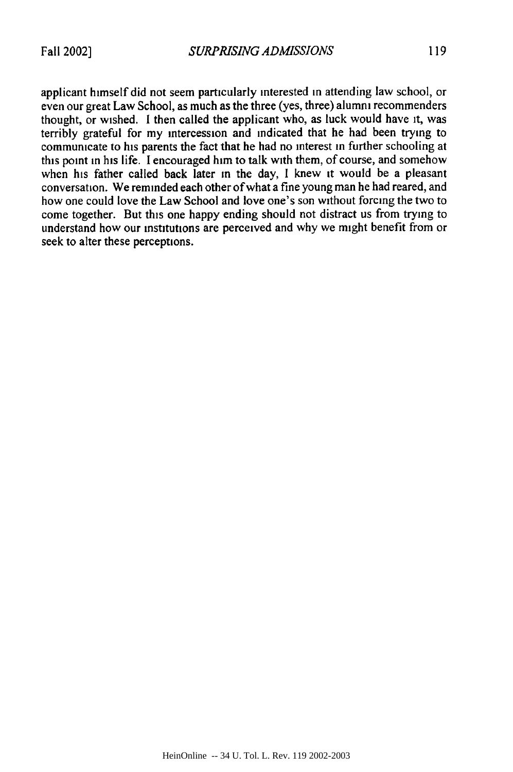applicant himself did not seem particularly interested in attending law school, or even our great Law School, as much as the three (yes, three) alumni recommenders thought, or wished. I then called the applicant who, as luck would have it, was terribly grateful for my intercession and indicated that he had been trying to communicate to his parents the fact that he had no interest in further schooling at this point in his life. I encouraged him to talk with them, of course, and somehow when his father called back later in the day, I knew it would be a pleasant conversation. We reminded each other of what a fine young man he had reared, and how one could love the Law School and love one's son without forcing the two to come together. But this one happy ending should not distract us from trying to understand how our institutions are perceived and why we might benefit from or seek to alter these perceptions.